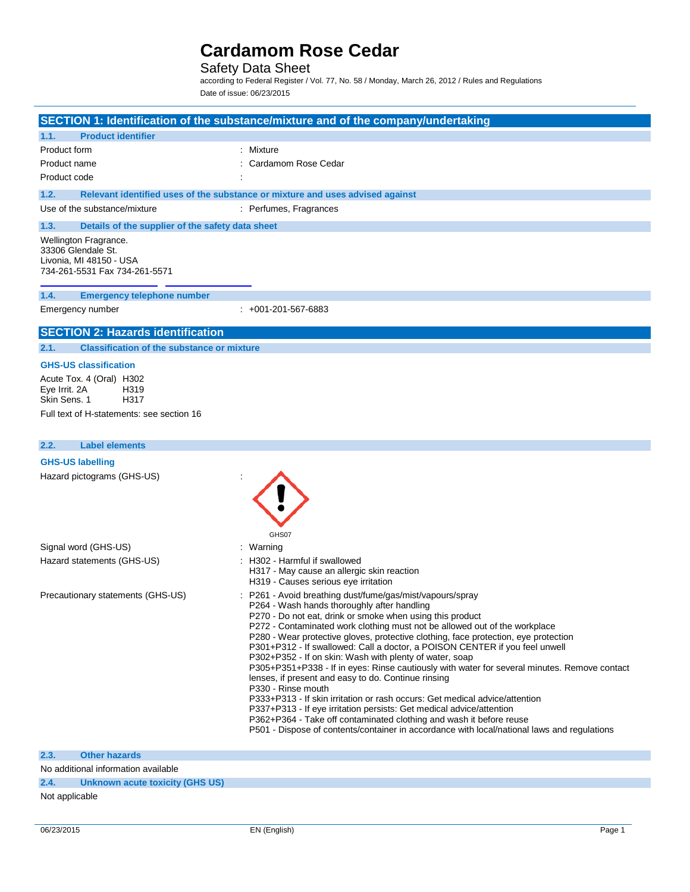# Cardamom Rose Cedar

## Safety Data Sheet

according to Federal Register / Vol. 77, No. 58 / Monday, March 26, 2012 / Rules and Regulations

Date of issue: 06/23/2015

## SECTION 1: Identification of the substance/mixture and of the company/undertaking

### 1.1. Product identifier

| | |
|---|---|
| Product form | : Mixture |
| Product name | : Cardamom Rose Cedar |
| Product code | : |

### 1.2. Relevant identified uses of the substance or mixture and uses advised against

| | |
|---|---|
| Use of the substance/mixture | : Perfumes, Fragrances |

### 1.3. Details of the supplier of the safety data sheet

Wellington Fragrance.
33306 Glendale St.
Livonia, MI 48150 - USA
734-261-5531 Fax 734-261-5571

### 1.4. Emergency telephone number

| | |
|---|---|
| Emergency number | : +001-201-567-6883 |

## SECTION 2: Hazards identification

### 2.1. Classification of the substance or mixture

**GHS-US classification**

| | |
|---|---|
| Acute Tox. 4 (Oral) | H302 |
| Eye Irrit. 2A | H319 |
| Skin Sens. 1 | H317 |

Full text of H-statements: see section 16

### 2.2. Label elements

**GHS-US labelling**

Hazard pictograms (GHS-US) :

GHS07

Signal word (GHS-US) : Warning

Hazard statements (GHS-US) :
- H302 - Harmful if swallowed
- H317 - May cause an allergic skin reaction
- H319 - Causes serious eye irritation

Precautionary statements (GHS-US) :
- P261 - Avoid breathing dust/fume/gas/mist/vapours/spray
- P264 - Wash hands thoroughly after handling
- P270 - Do not eat, drink or smoke when using this product
- P272 - Contaminated work clothing must not be allowed out of the workplace
- P280 - Wear protective gloves, protective clothing, face protection, eye protection
- P301+P312 - If swallowed: Call a doctor, a POISON CENTER if you feel unwell
- P302+P352 - If on skin: Wash with plenty of water, soap
- P305+P351+P338 - If in eyes: Rinse cautiously with water for several minutes. Remove contact lenses, if present and easy to do. Continue rinsing
- P330 - Rinse mouth
- P333+P313 - If skin irritation or rash occurs: Get medical advice/attention
- P337+P313 - If eye irritation persists: Get medical advice/attention
- P362+P364 - Take off contaminated clothing and wash it before reuse
- P501 - Dispose of contents/container in accordance with local/national laws and regulations

### 2.3. Other hazards

No additional information available

### 2.4. Unknown acute toxicity (GHS US)

Not applicable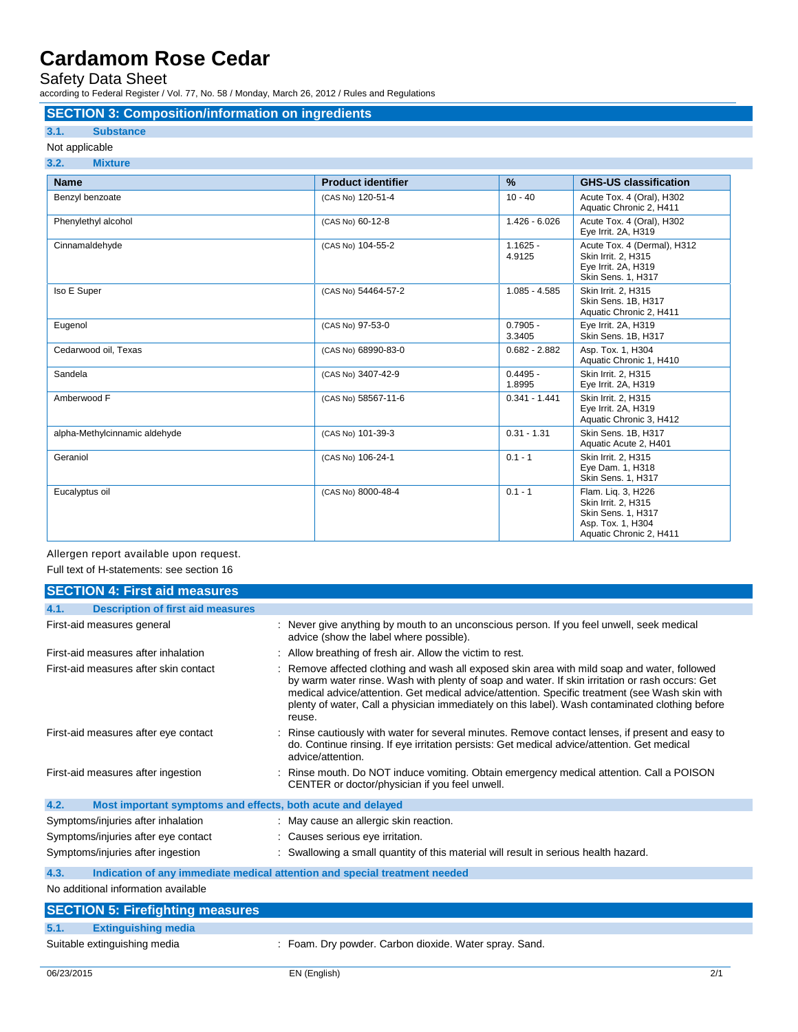## SECTION 3: Composition/information on ingredients

### 3.1. Substance

Not applicable

### 3.2. Mixture

| Name | Product identifier | % | GHS-US classification |
| --- | --- | --- | --- |
| Benzyl benzoate | (CAS No) 120-51-4 | 10 - 40 | Acute Tox. 4 (Oral), H302<br>Aquatic Chronic 2, H411 |
| Phenylethyl alcohol | (CAS No) 60-12-8 | 1.426 - 6.026 | Acute Tox. 4 (Oral), H302<br>Eye Irrit. 2A, H319 |
| Cinnamaldehyde | (CAS No) 104-55-2 | 1.1625 - 4.9125 | Acute Tox. 4 (Dermal), H312<br>Skin Irrit. 2, H315<br>Eye Irrit. 2A, H319<br>Skin Sens. 1, H317 |
| Iso E Super | (CAS No) 54464-57-2 | 1.085 - 4.585 | Skin Irrit. 2, H315<br>Skin Sens. 1B, H317<br>Aquatic Chronic 2, H411 |
| Eugenol | (CAS No) 97-53-0 | 0.7905 - 3.3405 | Eye Irrit. 2A, H319<br>Skin Sens. 1B, H317 |
| Cedarwood oil, Texas | (CAS No) 68990-83-0 | 0.682 - 2.882 | Asp. Tox. 1, H304<br>Aquatic Chronic 1, H410 |
| Sandela | (CAS No) 3407-42-9 | 0.4495 - 1.8995 | Skin Irrit. 2, H315<br>Eye Irrit. 2A, H319 |
| Amberwood F | (CAS No) 58567-11-6 | 0.341 - 1.441 | Skin Irrit. 2, H315<br>Eye Irrit. 2A, H319<br>Aquatic Chronic 3, H412 |
| alpha-Methylcinnamic aldehyde | (CAS No) 101-39-3 | 0.31 - 1.31 | Skin Sens. 1B, H317<br>Aquatic Acute 2, H401 |
| Geraniol | (CAS No) 106-24-1 | 0.1 - 1 | Skin Irrit. 2, H315<br>Eye Dam. 1, H318<br>Skin Sens. 1, H317 |
| Eucalyptus oil | (CAS No) 8000-48-4 | 0.1 - 1 | Flam. Liq. 3, H226<br>Skin Irrit. 2, H315<br>Skin Sens. 1, H317<br>Asp. Tox. 1, H304<br>Aquatic Chronic 2, H411 |

Allergen report available upon request.

Full text of H-statements: see section 16

## SECTION 4: First aid measures

### 4.1. Description of first aid measures

First-aid measures general : Never give anything by mouth to an unconscious person. If you feel unwell, seek medical advice (show the label where possible).

First-aid measures after inhalation : Allow breathing of fresh air. Allow the victim to rest.

First-aid measures after skin contact : Remove affected clothing and wash all exposed skin area with mild soap and water, followed by warm water rinse. Wash with plenty of soap and water. If skin irritation or rash occurs: Get medical advice/attention. Get medical advice/attention. Specific treatment (see Wash skin with plenty of water, Call a physician immediately on this label). Wash contaminated clothing before reuse.

First-aid measures after eye contact : Rinse cautiously with water for several minutes. Remove contact lenses, if present and easy to do. Continue rinsing. If eye irritation persists: Get medical advice/attention. Get medical advice/attention.

First-aid measures after ingestion : Rinse mouth. Do NOT induce vomiting. Obtain emergency medical attention. Call a POISON CENTER or doctor/physician if you feel unwell.

### 4.2. Most important symptoms and effects, both acute and delayed

Symptoms/injuries after inhalation : May cause an allergic skin reaction.

Symptoms/injuries after eye contact : Causes serious eye irritation.

Symptoms/injuries after ingestion : Swallowing a small quantity of this material will result in serious health hazard.

### 4.3. Indication of any immediate medical attention and special treatment needed

No additional information available

## SECTION 5: Firefighting measures

### 5.1. Extinguishing media

Suitable extinguishing media : Foam. Dry powder. Carbon dioxide. Water spray. Sand.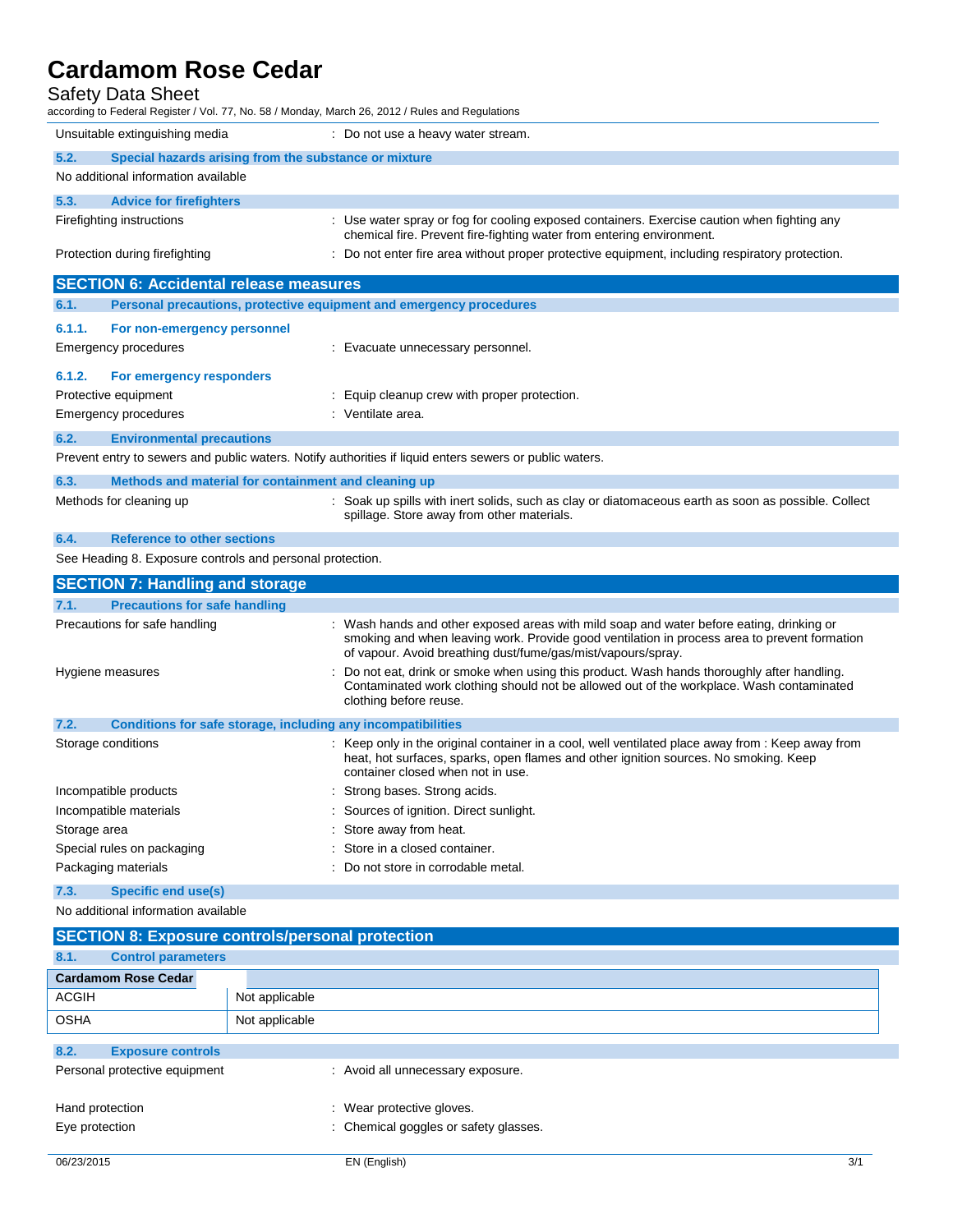| | |
|---|---|
| Unsuitable extinguishing media | : Do not use a heavy water stream. |

### 5.2. Special hazards arising from the substance or mixture

No additional information available

### 5.3. Advice for firefighters

| | |
|---|---|
| Firefighting instructions | : Use water spray or fog for cooling exposed containers. Exercise caution when fighting any chemical fire. Prevent fire-fighting water from entering environment. |
| Protection during firefighting | : Do not enter fire area without proper protective equipment, including respiratory protection. |

## SECTION 6: Accidental release measures

### 6.1. Personal precautions, protective equipment and emergency procedures

#### 6.1.1. For non-emergency personnel

| | |
|---|---|
| Emergency procedures | : Evacuate unnecessary personnel. |

#### 6.1.2. For emergency responders

| | |
|---|---|
| Protective equipment | : Equip cleanup crew with proper protection. |
| Emergency procedures | : Ventilate area. |

### 6.2. Environmental precautions

Prevent entry to sewers and public waters. Notify authorities if liquid enters sewers or public waters.

### 6.3. Methods and material for containment and cleaning up

| | |
|---|---|
| Methods for cleaning up | : Soak up spills with inert solids, such as clay or diatomaceous earth as soon as possible. Collect spillage. Store away from other materials. |

### 6.4. Reference to other sections

See Heading 8. Exposure controls and personal protection.

## SECTION 7: Handling and storage

### 7.1. Precautions for safe handling

| | |
|---|---|
| Precautions for safe handling | : Wash hands and other exposed areas with mild soap and water before eating, drinking or smoking and when leaving work. Provide good ventilation in process area to prevent formation of vapour. Avoid breathing dust/fume/gas/mist/vapours/spray. |
| Hygiene measures | : Do not eat, drink or smoke when using this product. Wash hands thoroughly after handling. Contaminated work clothing should not be allowed out of the workplace. Wash contaminated clothing before reuse. |

### 7.2. Conditions for safe storage, including any incompatibilities

| | |
|---|---|
| Storage conditions | : Keep only in the original container in a cool, well ventilated place away from : Keep away from heat, hot surfaces, sparks, open flames and other ignition sources. No smoking. Keep container closed when not in use. |
| Incompatible products | : Strong bases. Strong acids. |
| Incompatible materials | : Sources of ignition. Direct sunlight. |
| Storage area | : Store away from heat. |
| Special rules on packaging | : Store in a closed container. |
| Packaging materials | : Do not store in corrodable metal. |

### 7.3. Specific end use(s)

No additional information available

## SECTION 8: Exposure controls/personal protection

### 8.1. Control parameters

| Cardamom Rose Cedar | |
|---|---|
| ACGIH | Not applicable |
| OSHA | Not applicable |

### 8.2. Exposure controls

| | |
|---|---|
| Personal protective equipment | : Avoid all unnecessary exposure. |
| Hand protection | : Wear protective gloves. |
| Eye protection | : Chemical goggles or safety glasses. |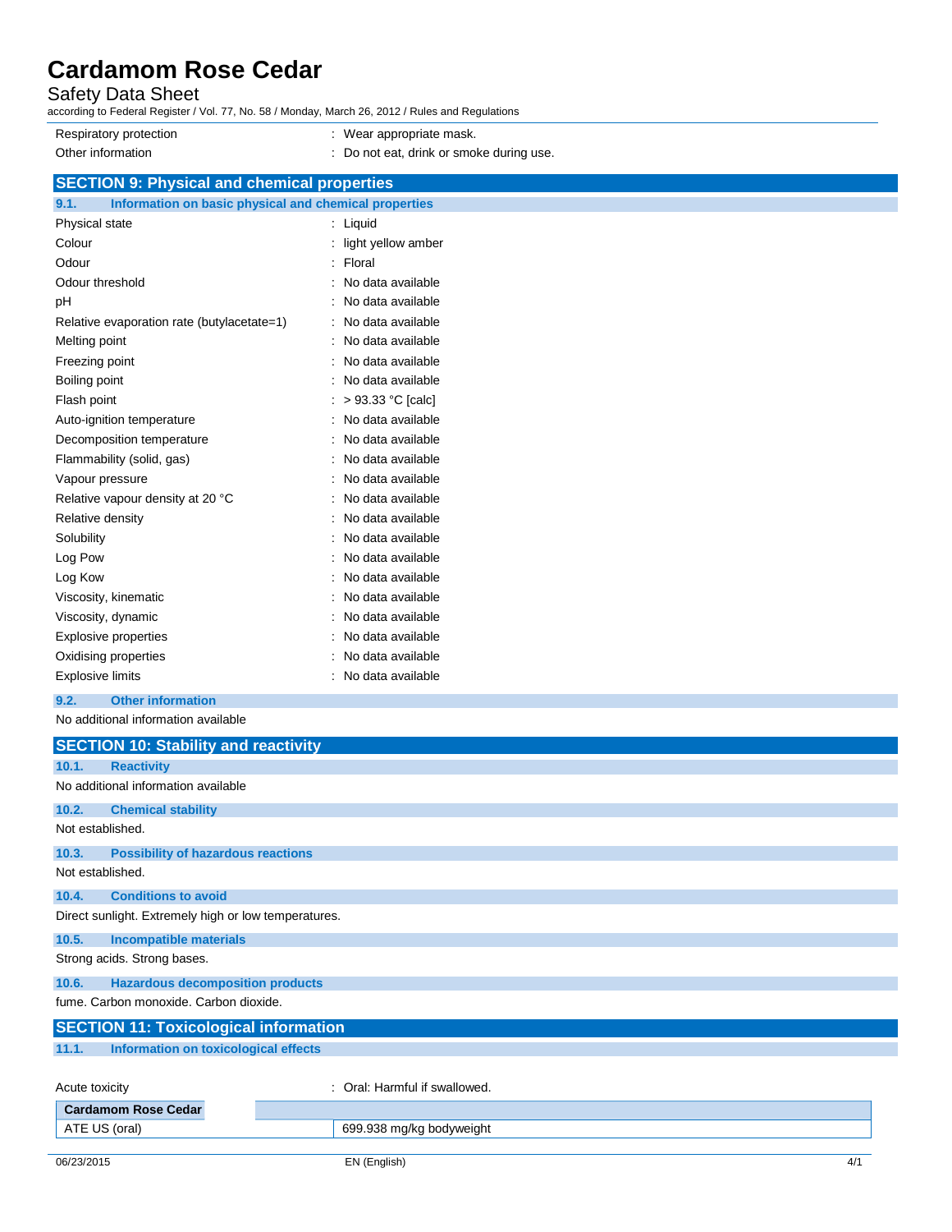| | |
|---|---|
| Respiratory protection | : Wear appropriate mask. |
| Other information | : Do not eat, drink or smoke during use. |

## SECTION 9: Physical and chemical properties

### 9.1. Information on basic physical and chemical properties

| | |
|---|---|
| Physical state | : Liquid |
| Colour | : light yellow amber |
| Odour | : Floral |
| Odour threshold | : No data available |
| pH | : No data available |
| Relative evaporation rate (butylacetate=1) | : No data available |
| Melting point | : No data available |
| Freezing point | : No data available |
| Boiling point | : No data available |
| Flash point | : > 93.33 °C [calc] |
| Auto-ignition temperature | : No data available |
| Decomposition temperature | : No data available |
| Flammability (solid, gas) | : No data available |
| Vapour pressure | : No data available |
| Relative vapour density at 20 °C | : No data available |
| Relative density | : No data available |
| Solubility | : No data available |
| Log Pow | : No data available |
| Log Kow | : No data available |
| Viscosity, kinematic | : No data available |
| Viscosity, dynamic | : No data available |
| Explosive properties | : No data available |
| Oxidising properties | : No data available |
| Explosive limits | : No data available |

### 9.2. Other information

No additional information available

## SECTION 10: Stability and reactivity

### 10.1. Reactivity

No additional information available

### 10.2. Chemical stability

Not established.

### 10.3. Possibility of hazardous reactions

Not established.

### 10.4. Conditions to avoid

Direct sunlight. Extremely high or low temperatures.

### 10.5. Incompatible materials

Strong acids. Strong bases.

### 10.6. Hazardous decomposition products

fume. Carbon monoxide. Carbon dioxide.

## SECTION 11: Toxicological information

### 11.1. Information on toxicological effects

Acute toxicity : Oral: Harmful if swallowed.

| **Cardamom Rose Cedar** | |
|---|---|
| ATE US (oral) | 699.938 mg/kg bodyweight |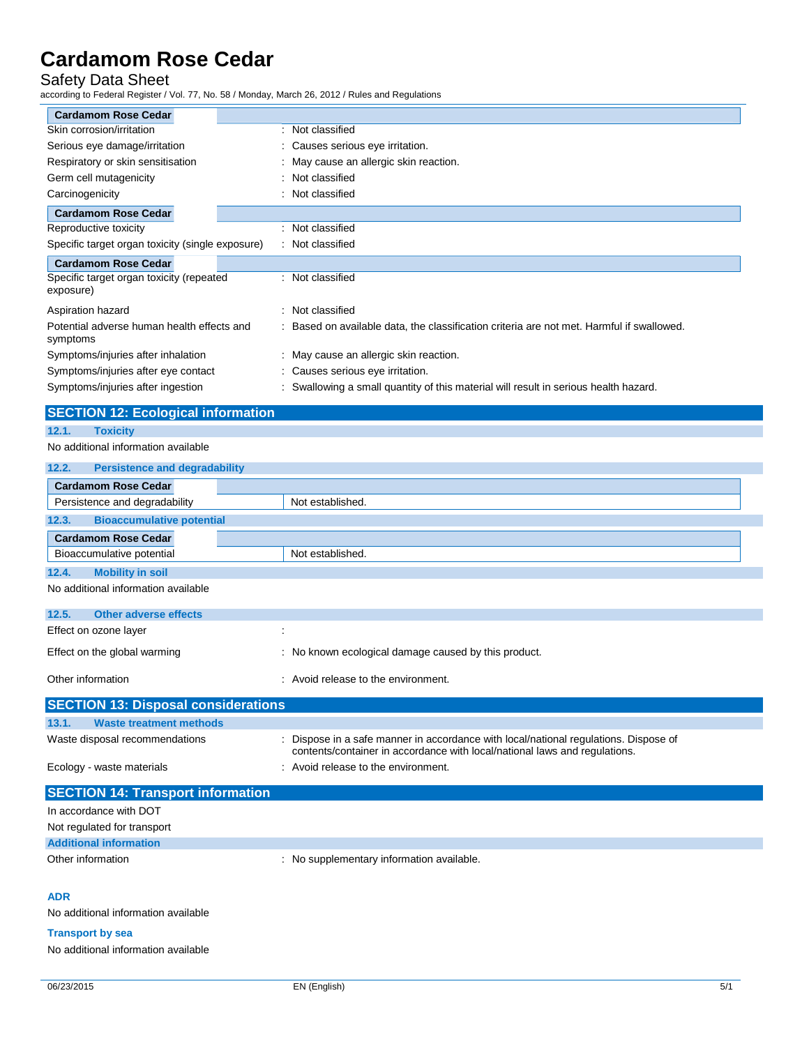| Cardamom Rose Cedar | |
| --- | --- |
| Skin corrosion/irritation | : Not classified |
| Serious eye damage/irritation | : Causes serious eye irritation. |
| Respiratory or skin sensitisation | : May cause an allergic skin reaction. |
| Germ cell mutagenicity | : Not classified |
| Carcinogenicity | : Not classified |

| Cardamom Rose Cedar | |
| --- | --- |
| Reproductive toxicity | : Not classified |
| Specific target organ toxicity (single exposure) | : Not classified |

| Cardamom Rose Cedar | |
| --- | --- |
| Specific target organ toxicity (repeated exposure) | : Not classified |
| Aspiration hazard | : Not classified |
| Potential adverse human health effects and symptoms | : Based on available data, the classification criteria are not met. Harmful if swallowed. |
| Symptoms/injuries after inhalation | : May cause an allergic skin reaction. |
| Symptoms/injuries after eye contact | : Causes serious eye irritation. |
| Symptoms/injuries after ingestion | : Swallowing a small quantity of this material will result in serious health hazard. |

## SECTION 12: Ecological information

### 12.1. Toxicity

No additional information available

### 12.2. Persistence and degradability

| Cardamom Rose Cedar | |
| --- | --- |
| Persistence and degradability | Not established. |

### 12.3. Bioaccumulative potential

| Cardamom Rose Cedar | |
| --- | --- |
| Bioaccumulative potential | Not established. |

### 12.4. Mobility in soil

No additional information available

### 12.5. Other adverse effects

| | |
| --- | --- |
| Effect on ozone layer | : |
| Effect on the global warming | : No known ecological damage caused by this product. |
| Other information | : Avoid release to the environment. |

## SECTION 13: Disposal considerations

### 13.1. Waste treatment methods

| | |
| --- | --- |
| Waste disposal recommendations | : Dispose in a safe manner in accordance with local/national regulations. Dispose of contents/container in accordance with local/national laws and regulations. |
| Ecology - waste materials | : Avoid release to the environment. |

## SECTION 14: Transport information

In accordance with DOT

Not regulated for transport

### Additional information

| | |
| --- | --- |
| Other information | : No supplementary information available. |

**ADR**

No additional information available

**Transport by sea**

No additional information available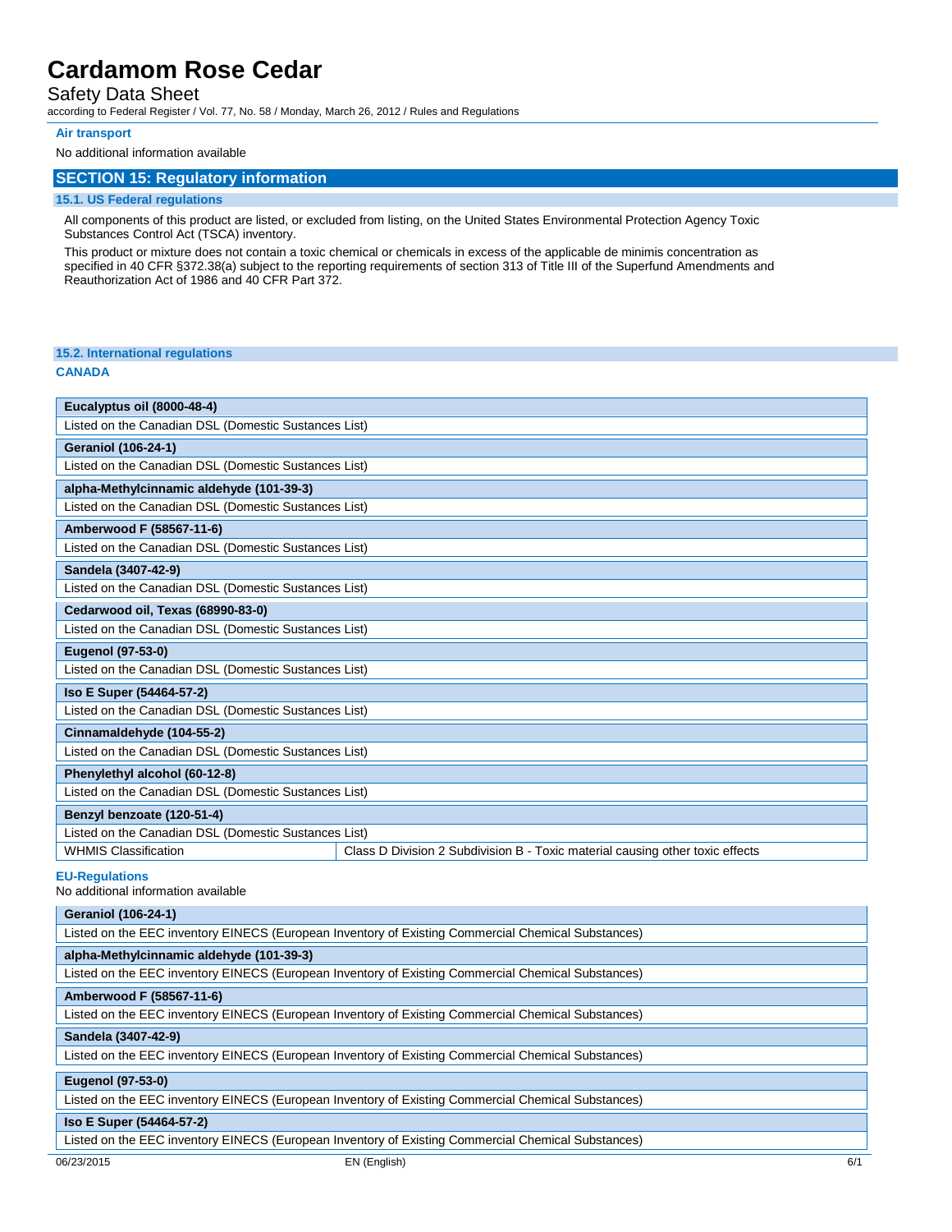### Air transport

No additional information available

## SECTION 15: Regulatory information

### 15.1. US Federal regulations

All components of this product are listed, or excluded from listing, on the United States Environmental Protection Agency Toxic Substances Control Act (TSCA) inventory.

This product or mixture does not contain a toxic chemical or chemicals in excess of the applicable de minimis concentration as specified in 40 CFR §372.38(a) subject to the reporting requirements of section 313 of Title III of the Superfund Amendments and Reauthorization Act of 1986 and 40 CFR Part 372.

### 15.2. International regulations

**CANADA**

| | |
|---|---|
| **Eucalyptus oil (8000-48-4)** | |
| Listed on the Canadian DSL (Domestic Substances List) | |
| **Geraniol (106-24-1)** | |
| Listed on the Canadian DSL (Domestic Substances List) | |
| **alpha-Methylcinnamic aldehyde (101-39-3)** | |
| Listed on the Canadian DSL (Domestic Substances List) | |
| **Amberwood F (58567-11-6)** | |
| Listed on the Canadian DSL (Domestic Substances List) | |
| **Sandela (3407-42-9)** | |
| Listed on the Canadian DSL (Domestic Substances List) | |
| **Cedarwood oil, Texas (68990-83-0)** | |
| Listed on the Canadian DSL (Domestic Substances List) | |
| **Eugenol (97-53-0)** | |
| Listed on the Canadian DSL (Domestic Substances List) | |
| **Iso E Super (54464-57-2)** | |
| Listed on the Canadian DSL (Domestic Substances List) | |
| **Cinnamaldehyde (104-55-2)** | |
| Listed on the Canadian DSL (Domestic Substances List) | |
| **Phenylethyl alcohol (60-12-8)** | |
| Listed on the Canadian DSL (Domestic Substances List) | |
| **Benzyl benzoate (120-51-4)** | |
| Listed on the Canadian DSL (Domestic Substances List) | |
| WHMIS Classification | Class D Division 2 Subdivision B - Toxic material causing other toxic effects |

**EU-Regulations**

No additional information available

| |
|---|
| **Geraniol (106-24-1)** |
| Listed on the EEC inventory EINECS (European Inventory of Existing Commercial Chemical Substances) |
| **alpha-Methylcinnamic aldehyde (101-39-3)** |
| Listed on the EEC inventory EINECS (European Inventory of Existing Commercial Chemical Substances) |
| **Amberwood F (58567-11-6)** |
| Listed on the EEC inventory EINECS (European Inventory of Existing Commercial Chemical Substances) |
| **Sandela (3407-42-9)** |
| Listed on the EEC inventory EINECS (European Inventory of Existing Commercial Chemical Substances) |
| **Eugenol (97-53-0)** |
| Listed on the EEC inventory EINECS (European Inventory of Existing Commercial Chemical Substances) |
| **Iso E Super (54464-57-2)** |
| Listed on the EEC inventory EINECS (European Inventory of Existing Commercial Chemical Substances) |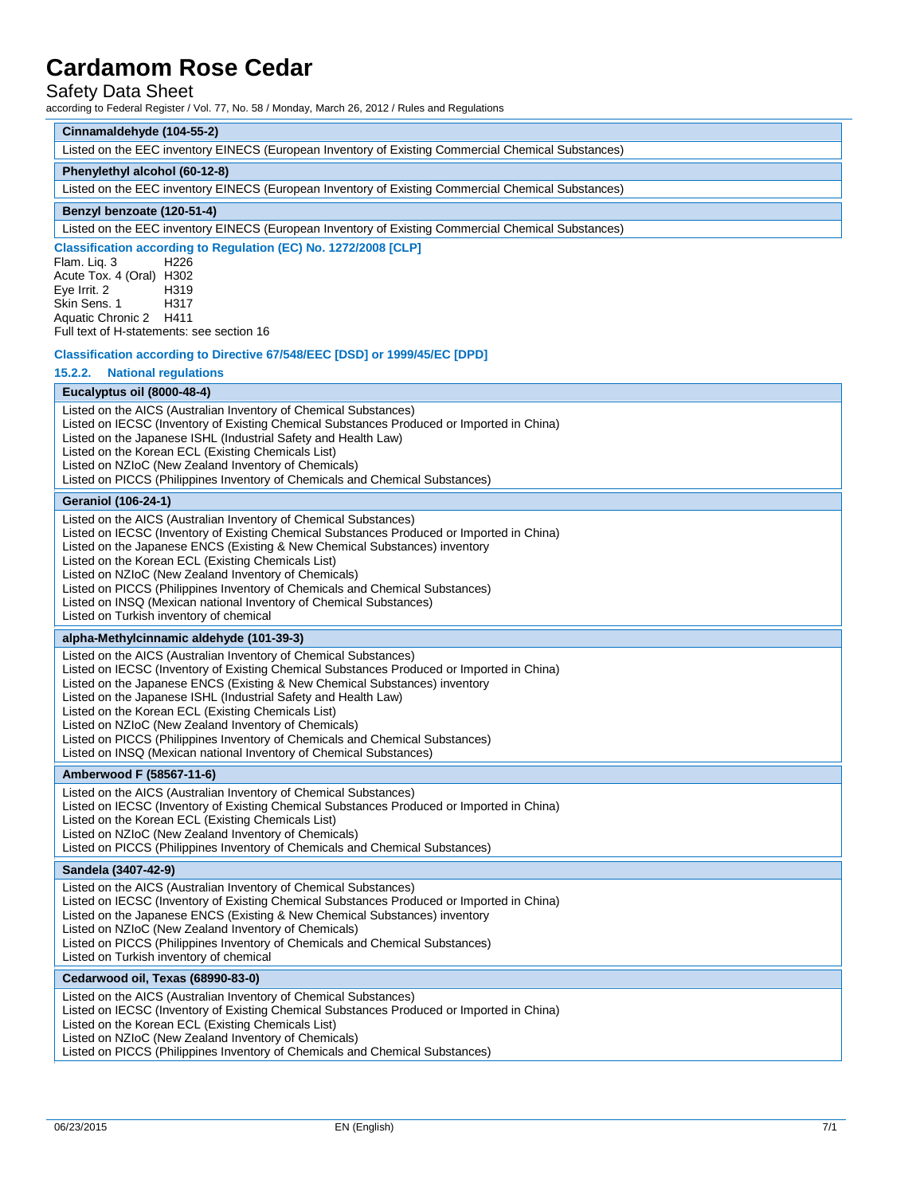| Cinnamaldehyde (104-55-2) |
|---|
| Listed on the EEC inventory EINECS (European Inventory of Existing Commercial Chemical Substances) |

| Phenylethyl alcohol (60-12-8) |
|---|
| Listed on the EEC inventory EINECS (European Inventory of Existing Commercial Chemical Substances) |

| Benzyl benzoate (120-51-4) |
|---|
| Listed on the EEC inventory EINECS (European Inventory of Existing Commercial Chemical Substances) |

**Classification according to Regulation (EC) No. 1272/2008 [CLP]**

Flam. Liq. 3 H226
Acute Tox. 4 (Oral) H302
Eye Irrit. 2 H319
Skin Sens. 1 H317
Aquatic Chronic 2 H411
Full text of H-statements: see section 16

**Classification according to Directive 67/548/EEC [DSD] or 1999/45/EC [DPD]**

### 15.2.2. National regulations

| Eucalyptus oil (8000-48-4) |
|---|
| Listed on the AICS (Australian Inventory of Chemical Substances)<br>Listed on IECSC (Inventory of Existing Chemical Substances Produced or Imported in China)<br>Listed on the Japanese ISHL (Industrial Safety and Health Law)<br>Listed on the Korean ECL (Existing Chemicals List)<br>Listed on NZIoC (New Zealand Inventory of Chemicals)<br>Listed on PICCS (Philippines Inventory of Chemicals and Chemical Substances) |

| Geraniol (106-24-1) |
|---|
| Listed on the AICS (Australian Inventory of Chemical Substances)<br>Listed on IECSC (Inventory of Existing Chemical Substances Produced or Imported in China)<br>Listed on the Japanese ENCS (Existing & New Chemical Substances) inventory<br>Listed on the Korean ECL (Existing Chemicals List)<br>Listed on NZIoC (New Zealand Inventory of Chemicals)<br>Listed on PICCS (Philippines Inventory of Chemicals and Chemical Substances)<br>Listed on INSQ (Mexican national Inventory of Chemical Substances)<br>Listed on Turkish inventory of chemical |

| alpha-Methylcinnamic aldehyde (101-39-3) |
|---|
| Listed on the AICS (Australian Inventory of Chemical Substances)<br>Listed on IECSC (Inventory of Existing Chemical Substances Produced or Imported in China)<br>Listed on the Japanese ENCS (Existing & New Chemical Substances) inventory<br>Listed on the Japanese ISHL (Industrial Safety and Health Law)<br>Listed on the Korean ECL (Existing Chemicals List)<br>Listed on NZIoC (New Zealand Inventory of Chemicals)<br>Listed on PICCS (Philippines Inventory of Chemicals and Chemical Substances)<br>Listed on INSQ (Mexican national Inventory of Chemical Substances) |

| Amberwood F (58567-11-6) |
|---|
| Listed on the AICS (Australian Inventory of Chemical Substances)<br>Listed on IECSC (Inventory of Existing Chemical Substances Produced or Imported in China)<br>Listed on the Korean ECL (Existing Chemicals List)<br>Listed on NZIoC (New Zealand Inventory of Chemicals)<br>Listed on PICCS (Philippines Inventory of Chemicals and Chemical Substances) |

| Sandela (3407-42-9) |
|---|
| Listed on the AICS (Australian Inventory of Chemical Substances)<br>Listed on IECSC (Inventory of Existing Chemical Substances Produced or Imported in China)<br>Listed on the Japanese ENCS (Existing & New Chemical Substances) inventory<br>Listed on NZIoC (New Zealand Inventory of Chemicals)<br>Listed on PICCS (Philippines Inventory of Chemicals and Chemical Substances)<br>Listed on Turkish inventory of chemical |

| Cedarwood oil, Texas (68990-83-0) |
|---|
| Listed on the AICS (Australian Inventory of Chemical Substances)<br>Listed on IECSC (Inventory of Existing Chemical Substances Produced or Imported in China)<br>Listed on the Korean ECL (Existing Chemicals List)<br>Listed on NZIoC (New Zealand Inventory of Chemicals)<br>Listed on PICCS (Philippines Inventory of Chemicals and Chemical Substances) |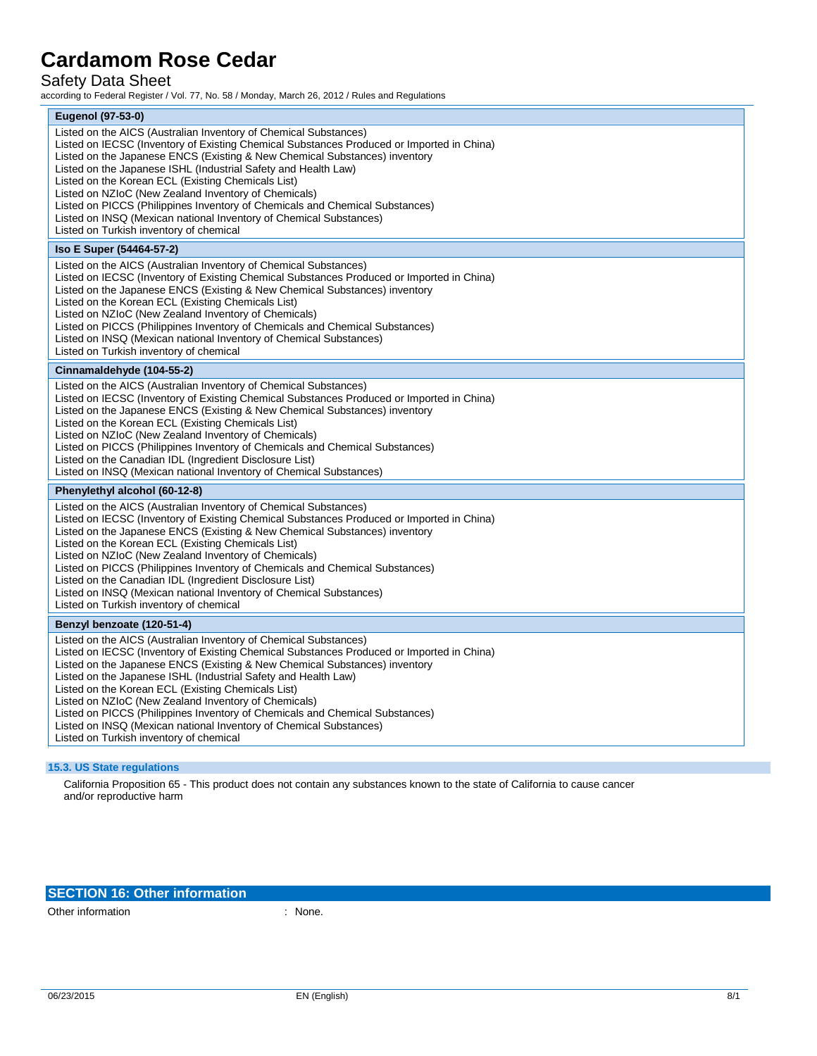| Eugenol (97-53-0) |
| --- |
| Listed on the AICS (Australian Inventory of Chemical Substances)<br>Listed on IECSC (Inventory of Existing Chemical Substances Produced or Imported in China)<br>Listed on the Japanese ENCS (Existing & New Chemical Substances) inventory<br>Listed on the Japanese ISHL (Industrial Safety and Health Law)<br>Listed on the Korean ECL (Existing Chemicals List)<br>Listed on NZIoC (New Zealand Inventory of Chemicals)<br>Listed on PICCS (Philippines Inventory of Chemicals and Chemical Substances)<br>Listed on INSQ (Mexican national Inventory of Chemical Substances)<br>Listed on Turkish inventory of chemical |

| Iso E Super (54464-57-2) |
| --- |
| Listed on the AICS (Australian Inventory of Chemical Substances)<br>Listed on IECSC (Inventory of Existing Chemical Substances Produced or Imported in China)<br>Listed on the Japanese ENCS (Existing & New Chemical Substances) inventory<br>Listed on the Korean ECL (Existing Chemicals List)<br>Listed on NZIoC (New Zealand Inventory of Chemicals)<br>Listed on PICCS (Philippines Inventory of Chemicals and Chemical Substances)<br>Listed on INSQ (Mexican national Inventory of Chemical Substances)<br>Listed on Turkish inventory of chemical |

| Cinnamaldehyde (104-55-2) |
| --- |
| Listed on the AICS (Australian Inventory of Chemical Substances)<br>Listed on IECSC (Inventory of Existing Chemical Substances Produced or Imported in China)<br>Listed on the Japanese ENCS (Existing & New Chemical Substances) inventory<br>Listed on the Korean ECL (Existing Chemicals List)<br>Listed on NZIoC (New Zealand Inventory of Chemicals)<br>Listed on PICCS (Philippines Inventory of Chemicals and Chemical Substances)<br>Listed on the Canadian IDL (Ingredient Disclosure List)<br>Listed on INSQ (Mexican national Inventory of Chemical Substances) |

| Phenylethyl alcohol (60-12-8) |
| --- |
| Listed on the AICS (Australian Inventory of Chemical Substances)<br>Listed on IECSC (Inventory of Existing Chemical Substances Produced or Imported in China)<br>Listed on the Japanese ENCS (Existing & New Chemical Substances) inventory<br>Listed on the Korean ECL (Existing Chemicals List)<br>Listed on NZIoC (New Zealand Inventory of Chemicals)<br>Listed on PICCS (Philippines Inventory of Chemicals and Chemical Substances)<br>Listed on the Canadian IDL (Ingredient Disclosure List)<br>Listed on INSQ (Mexican national Inventory of Chemical Substances)<br>Listed on Turkish inventory of chemical |

| Benzyl benzoate (120-51-4) |
| --- |
| Listed on the AICS (Australian Inventory of Chemical Substances)<br>Listed on IECSC (Inventory of Existing Chemical Substances Produced or Imported in China)<br>Listed on the Japanese ENCS (Existing & New Chemical Substances) inventory<br>Listed on the Japanese ISHL (Industrial Safety and Health Law)<br>Listed on the Korean ECL (Existing Chemicals List)<br>Listed on NZIoC (New Zealand Inventory of Chemicals)<br>Listed on PICCS (Philippines Inventory of Chemicals and Chemical Substances)<br>Listed on INSQ (Mexican national Inventory of Chemical Substances)<br>Listed on Turkish inventory of chemical |

### 15.3. US State regulations

California Proposition 65 - This product does not contain any substances known to the state of California to cause cancer and/or reproductive harm

## SECTION 16: Other information

Other information : None.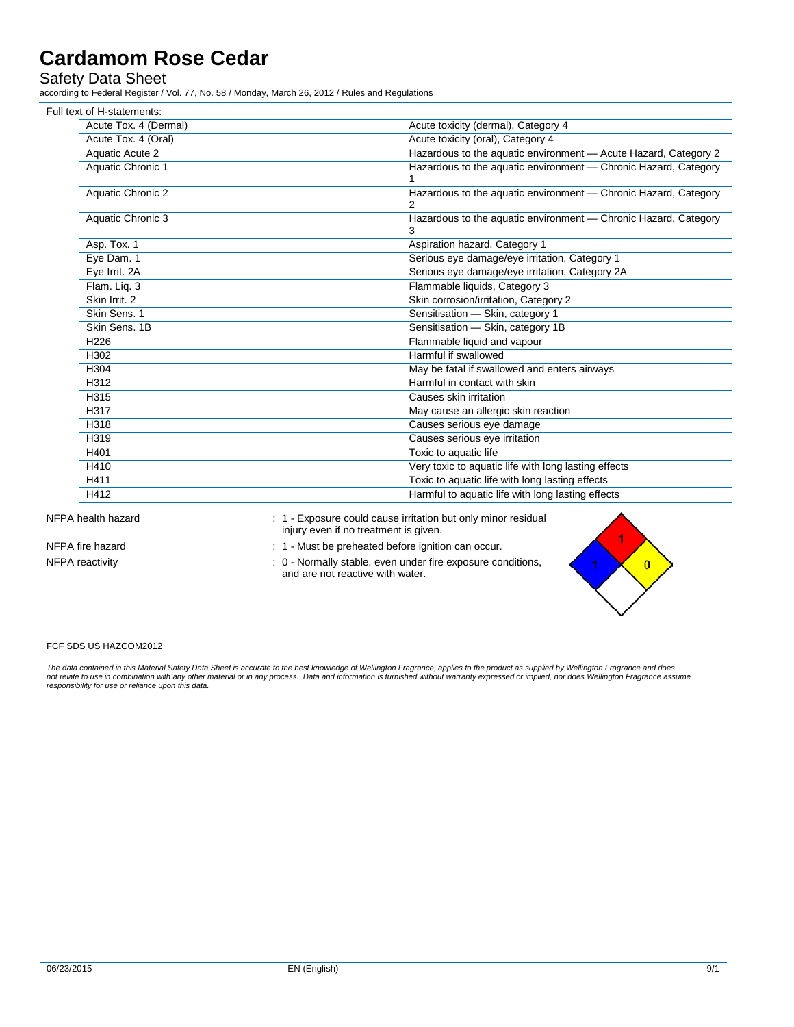Full text of H-statements:

| | |
|---|---|
| Acute Tox. 4 (Dermal) | Acute toxicity (dermal), Category 4 |
| Acute Tox. 4 (Oral) | Acute toxicity (oral), Category 4 |
| Aquatic Acute 2 | Hazardous to the aquatic environment — Acute Hazard, Category 2 |
| Aquatic Chronic 1 | Hazardous to the aquatic environment — Chronic Hazard, Category 1 |
| Aquatic Chronic 2 | Hazardous to the aquatic environment — Chronic Hazard, Category 2 |
| Aquatic Chronic 3 | Hazardous to the aquatic environment — Chronic Hazard, Category 3 |
| Asp. Tox. 1 | Aspiration hazard, Category 1 |
| Eye Dam. 1 | Serious eye damage/eye irritation, Category 1 |
| Eye Irrit. 2A | Serious eye damage/eye irritation, Category 2A |
| Flam. Liq. 3 | Flammable liquids, Category 3 |
| Skin Irrit. 2 | Skin corrosion/irritation, Category 2 |
| Skin Sens. 1 | Sensitisation — Skin, category 1 |
| Skin Sens. 1B | Sensitisation — Skin, category 1B |
| H226 | Flammable liquid and vapour |
| H302 | Harmful if swallowed |
| H304 | May be fatal if swallowed and enters airways |
| H312 | Harmful in contact with skin |
| H315 | Causes skin irritation |
| H317 | May cause an allergic skin reaction |
| H318 | Causes serious eye damage |
| H319 | Causes serious eye irritation |
| H401 | Toxic to aquatic life |
| H410 | Very toxic to aquatic life with long lasting effects |
| H411 | Toxic to aquatic life with long lasting effects |
| H412 | Harmful to aquatic life with long lasting effects |

NFPA health hazard : 1 - Exposure could cause irritation but only minor residual injury even if no treatment is given.

NFPA fire hazard : 1 - Must be preheated before ignition can occur.

NFPA reactivity : 0 - Normally stable, even under fire exposure conditions, and are not reactive with water.

1

1

0

FCF SDS US HAZCOM2012

*The data contained in this Material Safety Data Sheet is accurate to the best knowledge of Wellington Fragrance, applies to the product as supplied by Wellington Fragrance and does not relate to use in combination with any other material or in any process. Data and information is furnished without warranty expressed or implied, nor does Wellington Fragrance assume responsibility for use or reliance upon this data.*